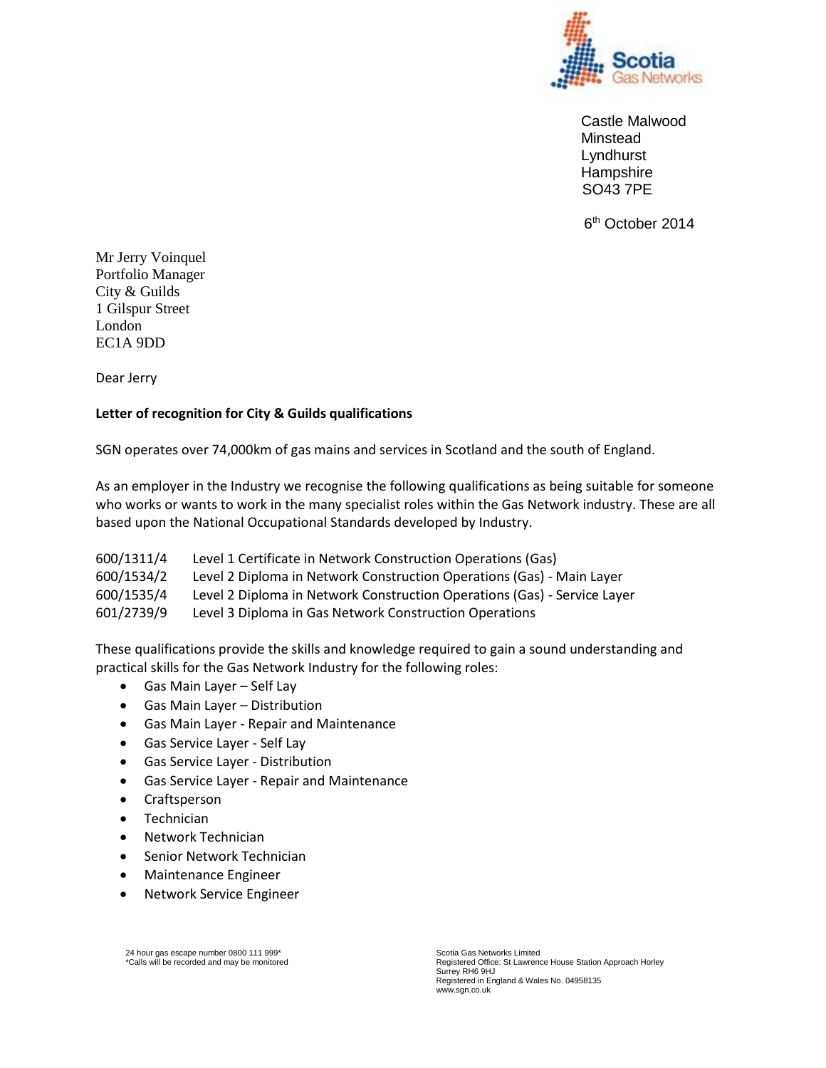Scotia Gas Networks

Castle Malwood
Minstead
Lyndhurst
Hampshire
SO43 7PE

6th October 2014

Mr Jerry Voinquel
Portfolio Manager
City & Guilds
1 Gilspur Street
London
EC1A 9DD

Dear Jerry

**Letter of recognition for City & Guilds qualifications**

SGN operates over 74,000km of gas mains and services in Scotland and the south of England.

As an employer in the Industry we recognise the following qualifications as being suitable for someone who works or wants to work in the many specialist roles within the Gas Network industry. These are all based upon the National Occupational Standards developed by Industry.

600/1311/4 Level 1 Certificate in Network Construction Operations (Gas)
600/1534/2 Level 2 Diploma in Network Construction Operations (Gas) - Main Layer
600/1535/4 Level 2 Diploma in Network Construction Operations (Gas) - Service Layer
601/2739/9 Level 3 Diploma in Gas Network Construction Operations

These qualifications provide the skills and knowledge required to gain a sound understanding and practical skills for the Gas Network Industry for the following roles:

- Gas Main Layer – Self Lay
- Gas Main Layer – Distribution
- Gas Main Layer - Repair and Maintenance
- Gas Service Layer - Self Lay
- Gas Service Layer - Distribution
- Gas Service Layer - Repair and Maintenance
- Craftsperson
- Technician
- Network Technician
- Senior Network Technician
- Maintenance Engineer
- Network Service Engineer

24 hour gas escape number 0800 111 999*
*Calls will be recorded and may be monitored

Scotia Gas Networks Limited
Registered Office: St Lawrence House Station Approach Horley Surrey RH6 9HJ
Registered in England & Wales No. 04958135
www.sgn.co.uk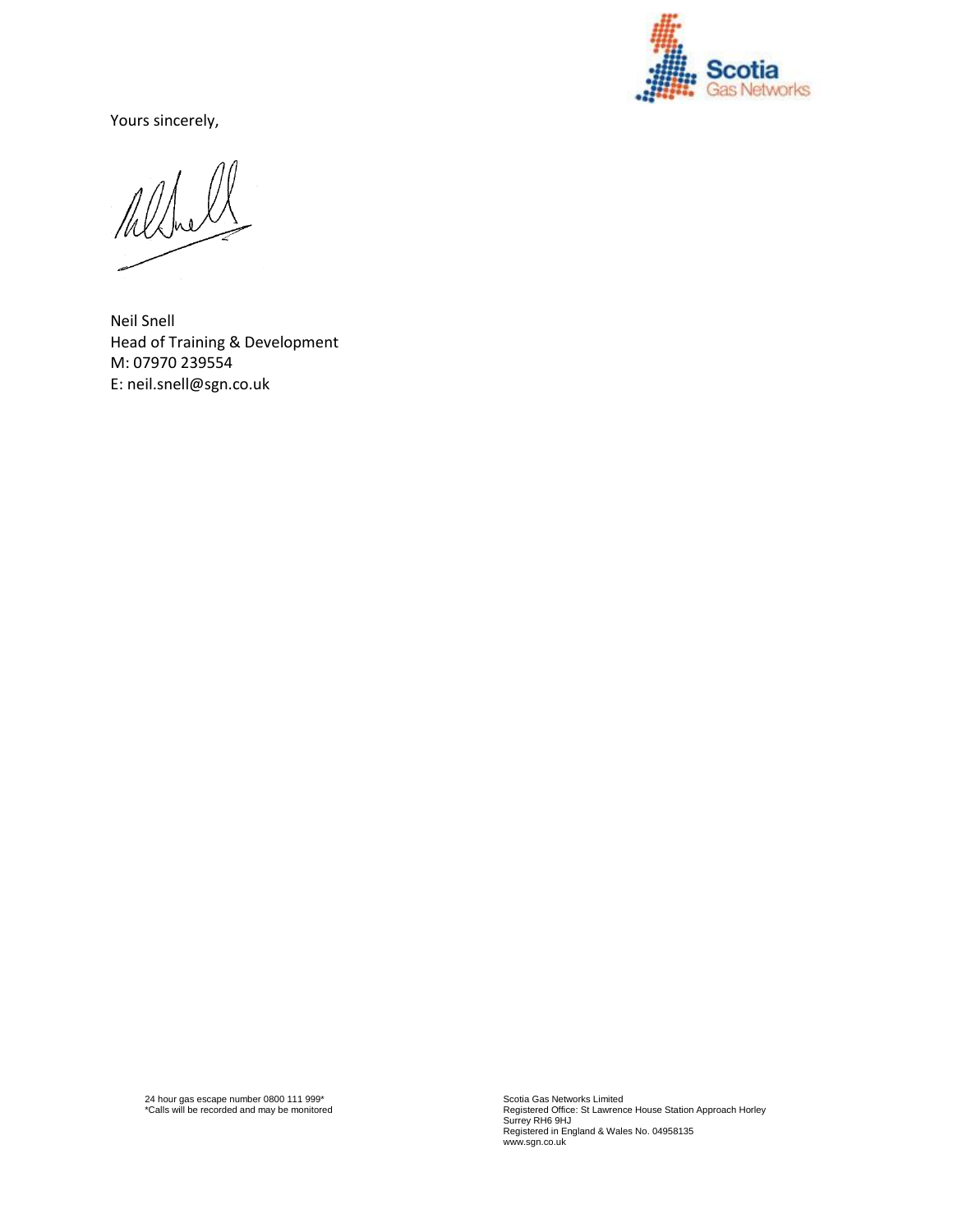Yours sincerely,

Neil Snell
Head of Training & Development
M: 07970 239554
E: neil.snell@sgn.co.uk

24 hour gas escape number 0800 111 999*
*Calls will be recorded and may be monitored

Scotia Gas Networks Limited
Registered Office: St Lawrence House Station Approach Horley
Surrey RH6 9HJ
Registered in England & Wales No. 04958135
www.sgn.co.uk